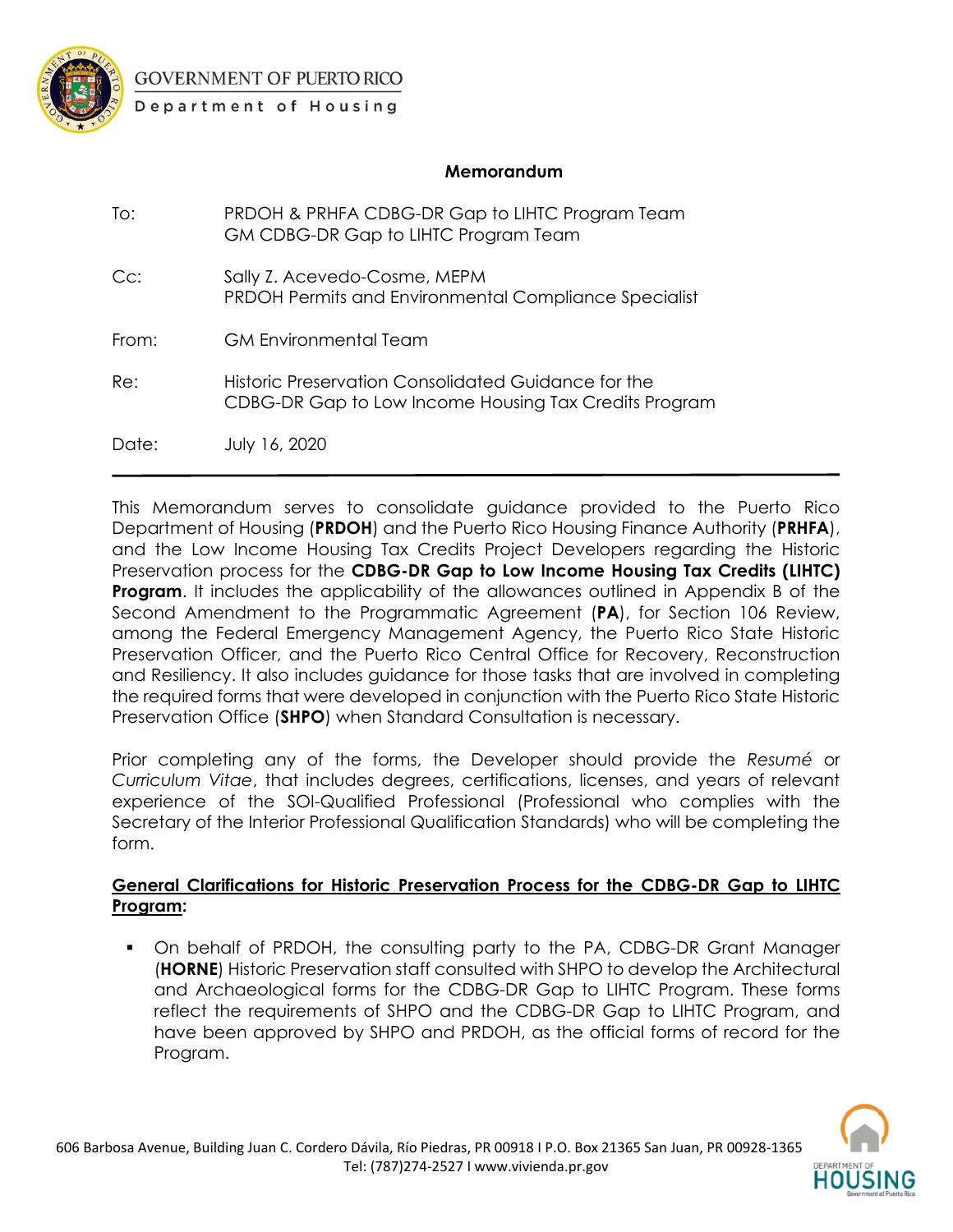GOVERNMENT OF PUERTO RICO

Department of Housing

**Memorandum**

| | |
|---|---|
| To: | PRDOH & PRHFA CDBG-DR Gap to LIHTC Program Team<br>GM CDBG-DR Gap to LIHTC Program Team |
| Cc: | Sally Z. Acevedo-Cosme, MEPM<br>PRDOH Permits and Environmental Compliance Specialist |
| From: | GM Environmental Team |
| Re: | Historic Preservation Consolidated Guidance for the CDBG-DR Gap to Low Income Housing Tax Credits Program |
| Date: | July 16, 2020 |

---

This Memorandum serves to consolidate guidance provided to the Puerto Rico Department of Housing (**PRDOH**) and the Puerto Rico Housing Finance Authority (**PRHFA**), and the Low Income Housing Tax Credits Project Developers regarding the Historic Preservation process for the **CDBG-DR Gap to Low Income Housing Tax Credits (LIHTC) Program**. It includes the applicability of the allowances outlined in Appendix B of the Second Amendment to the Programmatic Agreement (**PA**), for Section 106 Review, among the Federal Emergency Management Agency, the Puerto Rico State Historic Preservation Officer, and the Puerto Rico Central Office for Recovery, Reconstruction and Resiliency. It also includes guidance for those tasks that are involved in completing the required forms that were developed in conjunction with the Puerto Rico State Historic Preservation Office (**SHPO**) when Standard Consultation is necessary.

Prior completing any of the forms, the Developer should provide the *Resumé* or *Curriculum Vitae*, that includes degrees, certifications, licenses, and years of relevant experience of the SOI-Qualified Professional (Professional who complies with the Secretary of the Interior Professional Qualification Standards) who will be completing the form.

## General Clarifications for Historic Preservation Process for the CDBG-DR Gap to LIHTC Program:

- On behalf of PRDOH, the consulting party to the PA, CDBG-DR Grant Manager (**HORNE**) Historic Preservation staff consulted with SHPO to develop the Architectural and Archaeological forms for the CDBG-DR Gap to LIHTC Program. These forms reflect the requirements of SHPO and the CDBG-DR Gap to LIHTC Program, and have been approved by SHPO and PRDOH, as the official forms of record for the Program.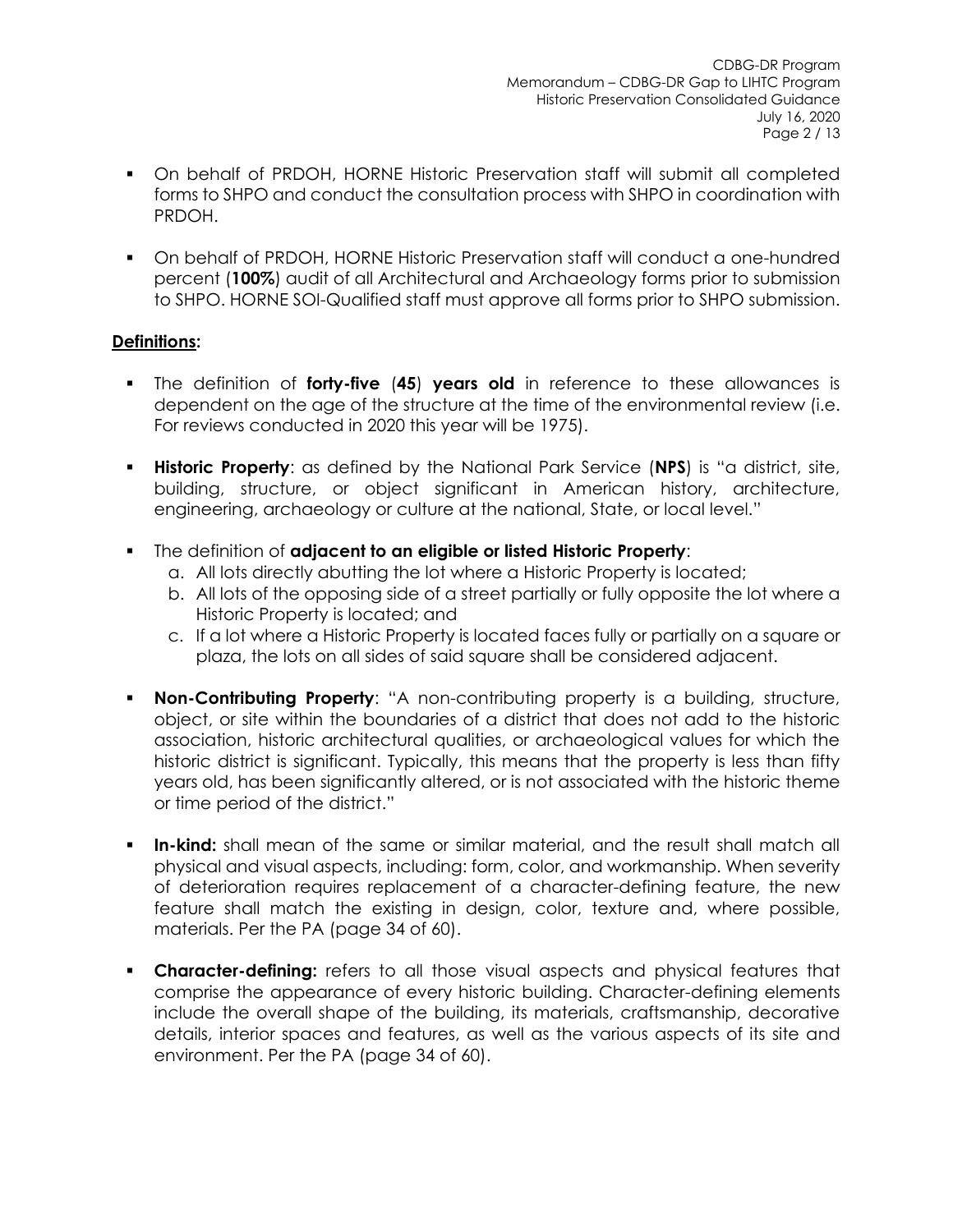- On behalf of PRDOH, HORNE Historic Preservation staff will submit all completed forms to SHPO and conduct the consultation process with SHPO in coordination with PRDOH.

- On behalf of PRDOH, HORNE Historic Preservation staff will conduct a one-hundred percent (**100%**) audit of all Architectural and Archaeology forms prior to submission to SHPO. HORNE SOI-Qualified staff must approve all forms prior to SHPO submission.

**Definitions:**

- The definition of **forty-five** (**45**) **years old** in reference to these allowances is dependent on the age of the structure at the time of the environmental review (i.e. For reviews conducted in 2020 this year will be 1975).

- **Historic Property**: as defined by the National Park Service (**NPS**) is "a district, site, building, structure, or object significant in American history, architecture, engineering, archaeology or culture at the national, State, or local level."

- The definition of **adjacent to an eligible or listed Historic Property**:
  a. All lots directly abutting the lot where a Historic Property is located;
  b. All lots of the opposing side of a street partially or fully opposite the lot where a Historic Property is located; and
  c. If a lot where a Historic Property is located faces fully or partially on a square or plaza, the lots on all sides of said square shall be considered adjacent.

- **Non-Contributing Property**: "A non-contributing property is a building, structure, object, or site within the boundaries of a district that does not add to the historic association, historic architectural qualities, or archaeological values for which the historic district is significant. Typically, this means that the property is less than fifty years old, has been significantly altered, or is not associated with the historic theme or time period of the district."

- **In-kind:** shall mean of the same or similar material, and the result shall match all physical and visual aspects, including: form, color, and workmanship. When severity of deterioration requires replacement of a character-defining feature, the new feature shall match the existing in design, color, texture and, where possible, materials. Per the PA (page 34 of 60).

- **Character-defining:** refers to all those visual aspects and physical features that comprise the appearance of every historic building. Character-defining elements include the overall shape of the building, its materials, craftsmanship, decorative details, interior spaces and features, as well as the various aspects of its site and environment. Per the PA (page 34 of 60).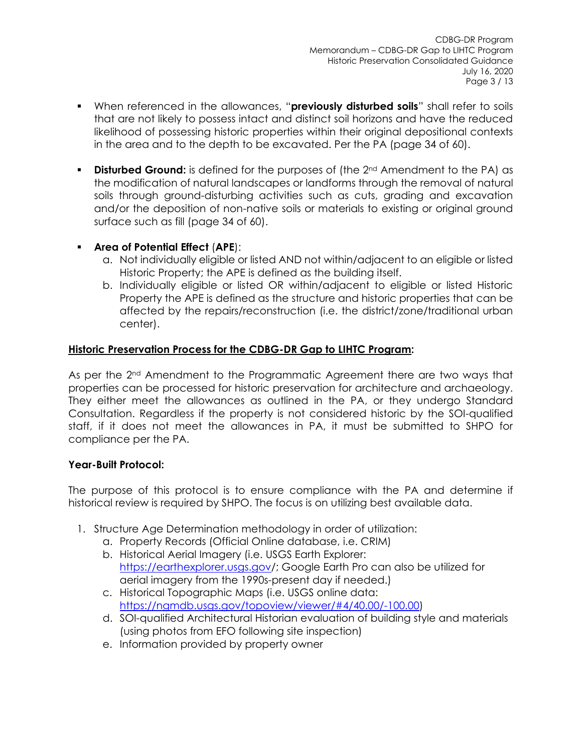- When referenced in the allowances, "**previously disturbed soils**" shall refer to soils that are not likely to possess intact and distinct soil horizons and have the reduced likelihood of possessing historic properties within their original depositional contexts in the area and to the depth to be excavated. Per the PA (page 34 of 60).

- **Disturbed Ground:** is defined for the purposes of (the 2nd Amendment to the PA) as the modification of natural landscapes or landforms through the removal of natural soils through ground-disturbing activities such as cuts, grading and excavation and/or the deposition of non-native soils or materials to existing or original ground surface such as fill (page 34 of 60).

- **Area of Potential Effect** (**APE**):
  a. Not individually eligible or listed AND not within/adjacent to an eligible or listed Historic Property; the APE is defined as the building itself.
  b. Individually eligible or listed OR within/adjacent to eligible or listed Historic Property the APE is defined as the structure and historic properties that can be affected by the repairs/reconstruction (i.e. the district/zone/traditional urban center).

**<u>Historic Preservation Process for the CDBG-DR Gap to LIHTC Program</u>:**

As per the 2nd Amendment to the Programmatic Agreement there are two ways that properties can be processed for historic preservation for architecture and archaeology. They either meet the allowances as outlined in the PA, or they undergo Standard Consultation. Regardless if the property is not considered historic by the SOI-qualified staff, if it does not meet the allowances in PA, it must be submitted to SHPO for compliance per the PA.

**Year-Built Protocol:**

The purpose of this protocol is to ensure compliance with the PA and determine if historical review is required by SHPO. The focus is on utilizing best available data.

1. Structure Age Determination methodology in order of utilization:
   a. Property Records (Official Online database, i.e. CRIM)
   b. Historical Aerial Imagery (i.e. USGS Earth Explorer: https://earthexplorer.usgs.gov/; Google Earth Pro can also be utilized for aerial imagery from the 1990s-present day if needed.)
   c. Historical Topographic Maps (i.e. USGS online data: https://ngmdb.usgs.gov/topoview/viewer/#4/40.00/-100.00)
   d. SOI-qualified Architectural Historian evaluation of building style and materials (using photos from EFO following site inspection)
   e. Information provided by property owner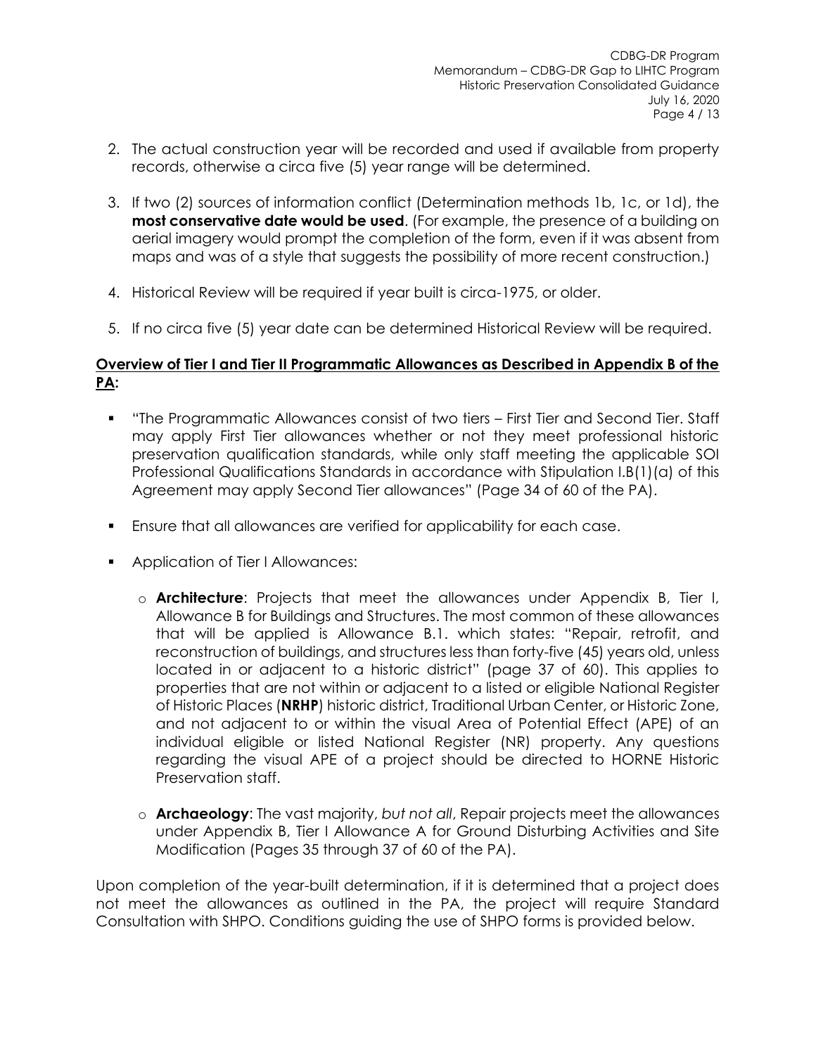2. The actual construction year will be recorded and used if available from property records, otherwise a circa five (5) year range will be determined.

3. If two (2) sources of information conflict (Determination methods 1b, 1c, or 1d), the **most conservative date would be used**. (For example, the presence of a building on aerial imagery would prompt the completion of the form, even if it was absent from maps and was of a style that suggests the possibility of more recent construction.)

4. Historical Review will be required if year built is circa-1975, or older.

5. If no circa five (5) year date can be determined Historical Review will be required.

**Overview of Tier I and Tier II Programmatic Allowances as Described in Appendix B of the PA:**

- "The Programmatic Allowances consist of two tiers – First Tier and Second Tier. Staff may apply First Tier allowances whether or not they meet professional historic preservation qualification standards, while only staff meeting the applicable SOI Professional Qualifications Standards in accordance with Stipulation I.B(1)(a) of this Agreement may apply Second Tier allowances" (Page 34 of 60 of the PA).
- Ensure that all allowances are verified for applicability for each case.
- Application of Tier I Allowances:
  - **Architecture**: Projects that meet the allowances under Appendix B, Tier I, Allowance B for Buildings and Structures. The most common of these allowances that will be applied is Allowance B.1. which states: "Repair, retrofit, and reconstruction of buildings, and structures less than forty-five (45) years old, unless located in or adjacent to a historic district" (page 37 of 60). This applies to properties that are not within or adjacent to a listed or eligible National Register of Historic Places (**NRHP**) historic district, Traditional Urban Center, or Historic Zone, and not adjacent to or within the visual Area of Potential Effect (APE) of an individual eligible or listed National Register (NR) property. Any questions regarding the visual APE of a project should be directed to HORNE Historic Preservation staff.
  - **Archaeology**: The vast majority, *but not all*, Repair projects meet the allowances under Appendix B, Tier I Allowance A for Ground Disturbing Activities and Site Modification (Pages 35 through 37 of 60 of the PA).

Upon completion of the year-built determination, if it is determined that a project does not meet the allowances as outlined in the PA, the project will require Standard Consultation with SHPO. Conditions guiding the use of SHPO forms is provided below.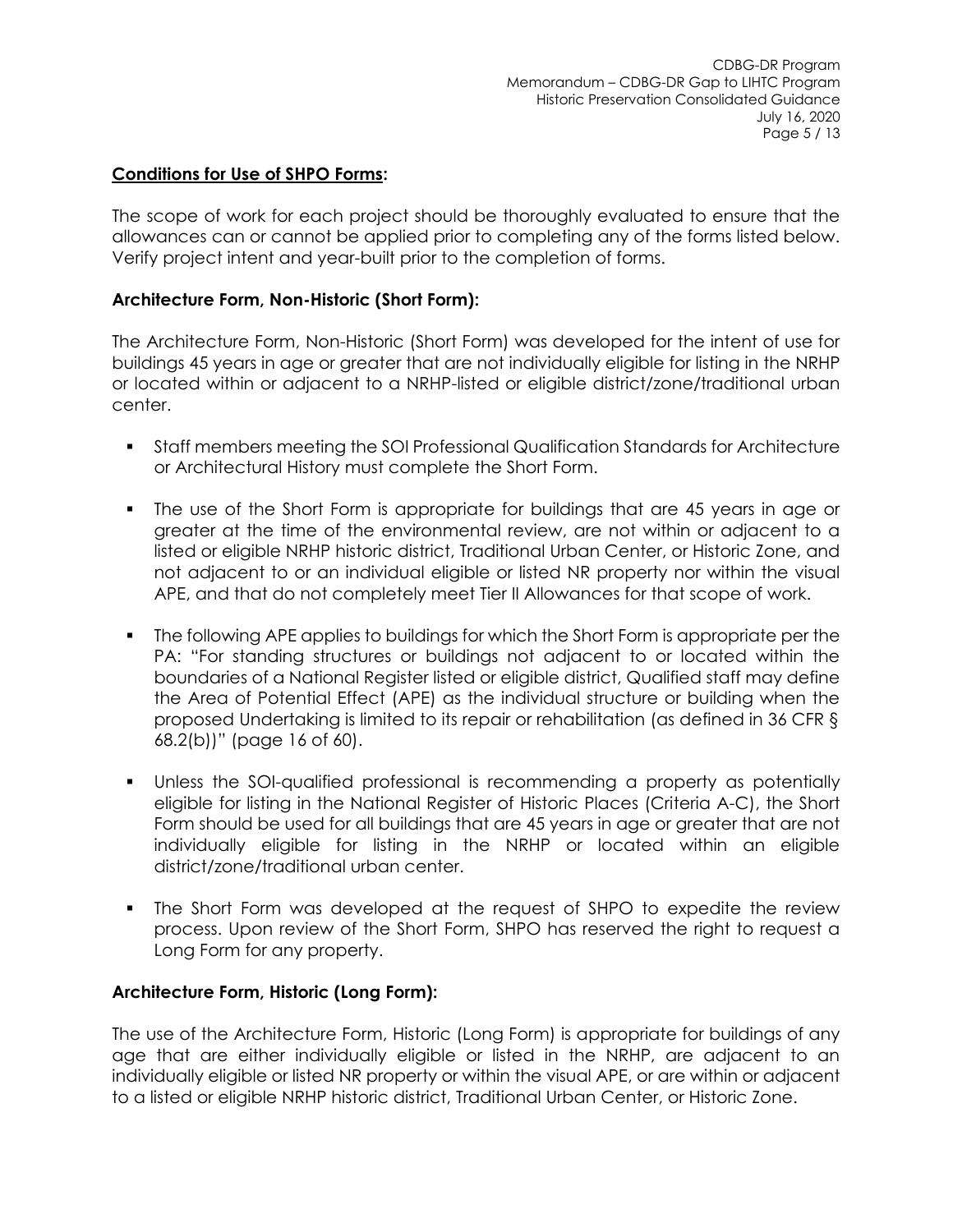**Conditions for Use of SHPO Forms:**

The scope of work for each project should be thoroughly evaluated to ensure that the allowances can or cannot be applied prior to completing any of the forms listed below. Verify project intent and year-built prior to the completion of forms.

**Architecture Form, Non-Historic (Short Form):**

The Architecture Form, Non-Historic (Short Form) was developed for the intent of use for buildings 45 years in age or greater that are not individually eligible for listing in the NRHP or located within or adjacent to a NRHP-listed or eligible district/zone/traditional urban center.

- Staff members meeting the SOI Professional Qualification Standards for Architecture or Architectural History must complete the Short Form.
- The use of the Short Form is appropriate for buildings that are 45 years in age or greater at the time of the environmental review, are not within or adjacent to a listed or eligible NRHP historic district, Traditional Urban Center, or Historic Zone, and not adjacent to or an individual eligible or listed NR property nor within the visual APE, and that do not completely meet Tier II Allowances for that scope of work.
- The following APE applies to buildings for which the Short Form is appropriate per the PA: "For standing structures or buildings not adjacent to or located within the boundaries of a National Register listed or eligible district, Qualified staff may define the Area of Potential Effect (APE) as the individual structure or building when the proposed Undertaking is limited to its repair or rehabilitation (as defined in 36 CFR § 68.2(b))" (page 16 of 60).
- Unless the SOI-qualified professional is recommending a property as potentially eligible for listing in the National Register of Historic Places (Criteria A-C), the Short Form should be used for all buildings that are 45 years in age or greater that are not individually eligible for listing in the NRHP or located within an eligible district/zone/traditional urban center.
- The Short Form was developed at the request of SHPO to expedite the review process. Upon review of the Short Form, SHPO has reserved the right to request a Long Form for any property.

**Architecture Form, Historic (Long Form):**

The use of the Architecture Form, Historic (Long Form) is appropriate for buildings of any age that are either individually eligible or listed in the NRHP, are adjacent to an individually eligible or listed NR property or within the visual APE, or are within or adjacent to a listed or eligible NRHP historic district, Traditional Urban Center, or Historic Zone.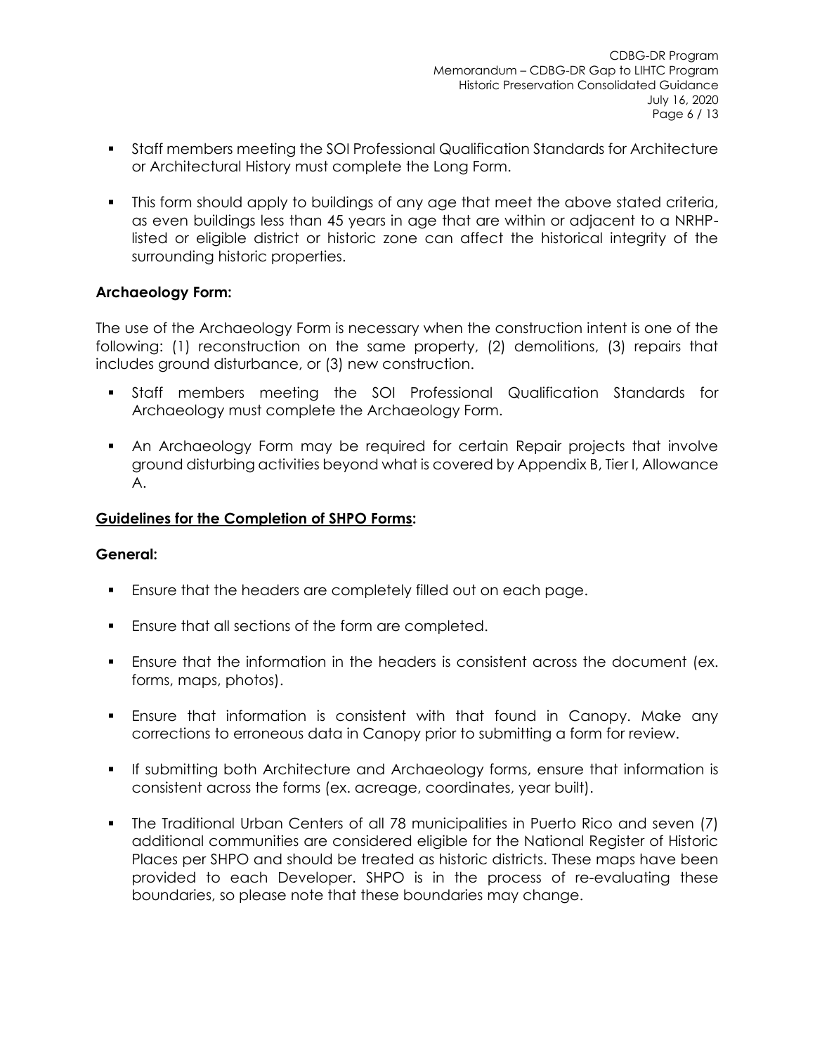- Staff members meeting the SOI Professional Qualification Standards for Architecture or Architectural History must complete the Long Form.
- This form should apply to buildings of any age that meet the above stated criteria, as even buildings less than 45 years in age that are within or adjacent to a NRHP-listed or eligible district or historic zone can affect the historical integrity of the surrounding historic properties.

**Archaeology Form:**

The use of the Archaeology Form is necessary when the construction intent is one of the following: (1) reconstruction on the same property, (2) demolitions, (3) repairs that includes ground disturbance, or (3) new construction.

- Staff members meeting the SOI Professional Qualification Standards for Archaeology must complete the Archaeology Form.
- An Archaeology Form may be required for certain Repair projects that involve ground disturbing activities beyond what is covered by Appendix B, Tier I, Allowance A.

**<u>Guidelines for the Completion of SHPO Forms</u>:**

**General:**

- Ensure that the headers are completely filled out on each page.
- Ensure that all sections of the form are completed.
- Ensure that the information in the headers is consistent across the document (ex. forms, maps, photos).
- Ensure that information is consistent with that found in Canopy. Make any corrections to erroneous data in Canopy prior to submitting a form for review.
- If submitting both Architecture and Archaeology forms, ensure that information is consistent across the forms (ex. acreage, coordinates, year built).
- The Traditional Urban Centers of all 78 municipalities in Puerto Rico and seven (7) additional communities are considered eligible for the National Register of Historic Places per SHPO and should be treated as historic districts. These maps have been provided to each Developer. SHPO is in the process of re-evaluating these boundaries, so please note that these boundaries may change.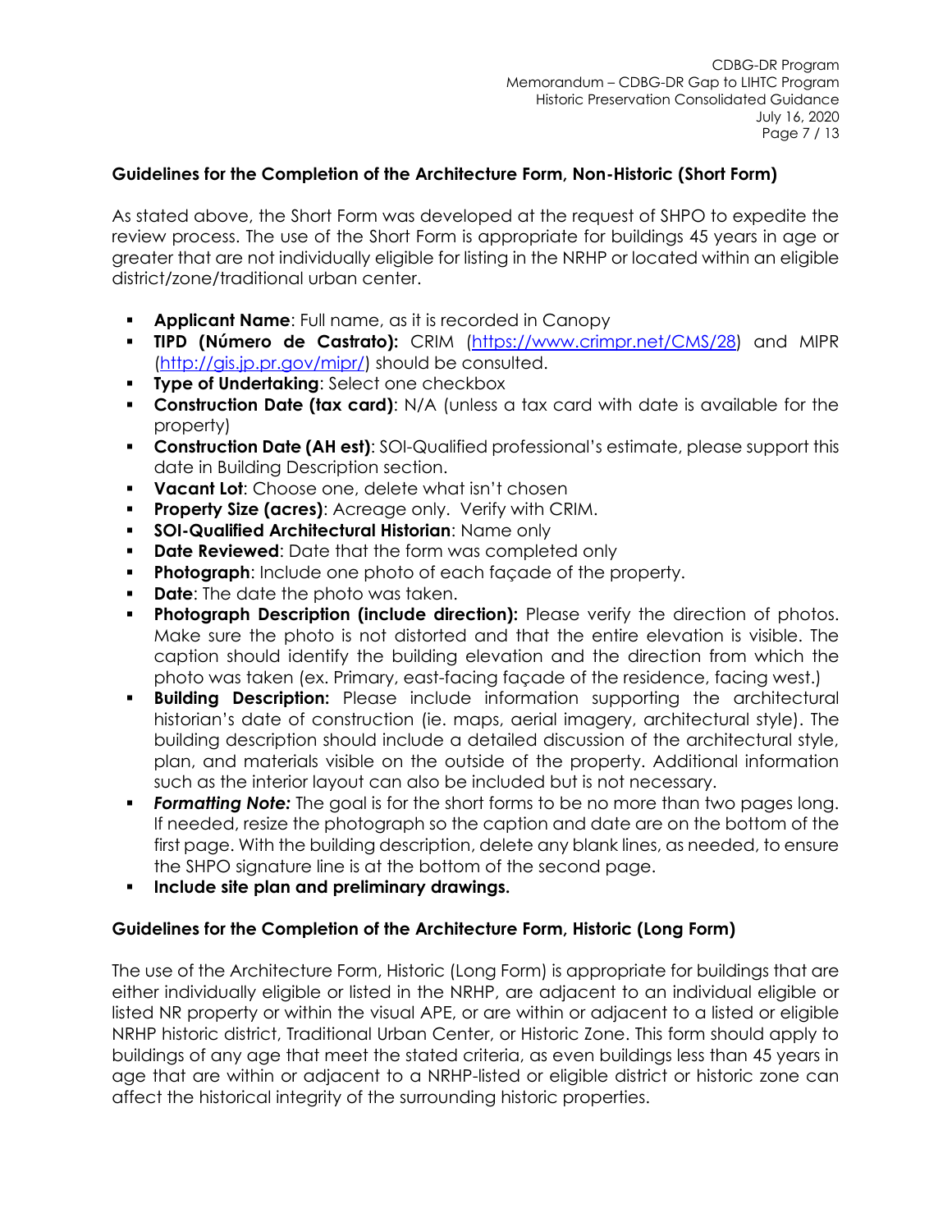## Guidelines for the Completion of the Architecture Form, Non-Historic (Short Form)

As stated above, the Short Form was developed at the request of SHPO to expedite the review process. The use of the Short Form is appropriate for buildings 45 years in age or greater that are not individually eligible for listing in the NRHP or located within an eligible district/zone/traditional urban center.

- **Applicant Name**: Full name, as it is recorded in Canopy
- **TIPD (Número de Castrato):** CRIM (https://www.crimpr.net/CMS/28) and MIPR (http://gis.jp.pr.gov/mipr/) should be consulted.
- **Type of Undertaking**: Select one checkbox
- **Construction Date (tax card)**: N/A (unless a tax card with date is available for the property)
- **Construction Date (AH est)**: SOI-Qualified professional's estimate, please support this date in Building Description section.
- **Vacant Lot**: Choose one, delete what isn't chosen
- **Property Size (acres)**: Acreage only. Verify with CRIM.
- **SOI-Qualified Architectural Historian**: Name only
- **Date Reviewed**: Date that the form was completed only
- **Photograph**: Include one photo of each façade of the property.
- **Date**: The date the photo was taken.
- **Photograph Description (include direction):** Please verify the direction of photos. Make sure the photo is not distorted and that the entire elevation is visible. The caption should identify the building elevation and the direction from which the photo was taken (ex. Primary, east-facing façade of the residence, facing west.)
- **Building Description:** Please include information supporting the architectural historian's date of construction (ie. maps, aerial imagery, architectural style). The building description should include a detailed discussion of the architectural style, plan, and materials visible on the outside of the property. Additional information such as the interior layout can also be included but is not necessary.
- ***Formatting Note:*** The goal is for the short forms to be no more than two pages long. If needed, resize the photograph so the caption and date are on the bottom of the first page. With the building description, delete any blank lines, as needed, to ensure the SHPO signature line is at the bottom of the second page.
- **Include site plan and preliminary drawings.**

## Guidelines for the Completion of the Architecture Form, Historic (Long Form)

The use of the Architecture Form, Historic (Long Form) is appropriate for buildings that are either individually eligible or listed in the NRHP, are adjacent to an individual eligible or listed NR property or within the visual APE, or are within or adjacent to a listed or eligible NRHP historic district, Traditional Urban Center, or Historic Zone. This form should apply to buildings of any age that meet the stated criteria, as even buildings less than 45 years in age that are within or adjacent to a NRHP-listed or eligible district or historic zone can affect the historical integrity of the surrounding historic properties.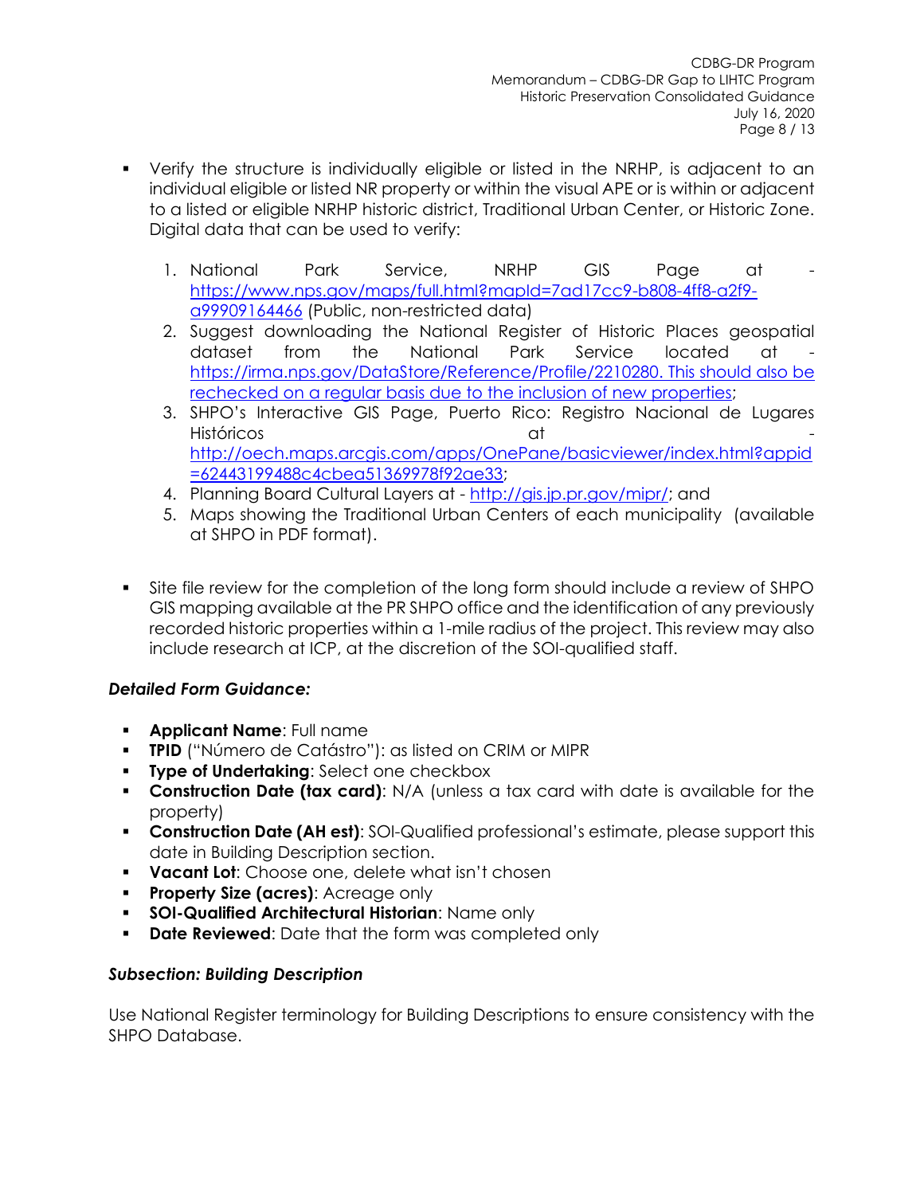- Verify the structure is individually eligible or listed in the NRHP, is adjacent to an individual eligible or listed NR property or within the visual APE or is within or adjacent to a listed or eligible NRHP historic district, Traditional Urban Center, or Historic Zone. Digital data that can be used to verify:

  1. National Park Service, NRHP GIS Page at - https://www.nps.gov/maps/full.html?mapId=7ad17cc9-b808-4ff8-a2f9-a99909164466 (Public, non-restricted data)
  2. Suggest downloading the National Register of Historic Places geospatial dataset from the National Park Service located at - https://irma.nps.gov/DataStore/Reference/Profile/2210280. This should also be rechecked on a regular basis due to the inclusion of new properties;
  3. SHPO's Interactive GIS Page, Puerto Rico: Registro Nacional de Lugares Históricos at - http://oech.maps.arcgis.com/apps/OnePane/basicviewer/index.html?appid=62443199488c4cbea51369978f92ae33;
  4. Planning Board Cultural Layers at - http://gis.jp.pr.gov/mipr/; and
  5. Maps showing the Traditional Urban Centers of each municipality (available at SHPO in PDF format).

- Site file review for the completion of the long form should include a review of SHPO GIS mapping available at the PR SHPO office and the identification of any previously recorded historic properties within a 1-mile radius of the project. This review may also include research at ICP, at the discretion of the SOI-qualified staff.

### *Detailed Form Guidance:*

- **Applicant Name**: Full name
- **TPID** ("Número de Catástro"): as listed on CRIM or MIPR
- **Type of Undertaking**: Select one checkbox
- **Construction Date (tax card)**: N/A (unless a tax card with date is available for the property)
- **Construction Date (AH est)**: SOI-Qualified professional's estimate, please support this date in Building Description section.
- **Vacant Lot**: Choose one, delete what isn't chosen
- **Property Size (acres)**: Acreage only
- **SOI-Qualified Architectural Historian**: Name only
- **Date Reviewed**: Date that the form was completed only

### *Subsection: Building Description*

Use National Register terminology for Building Descriptions to ensure consistency with the SHPO Database.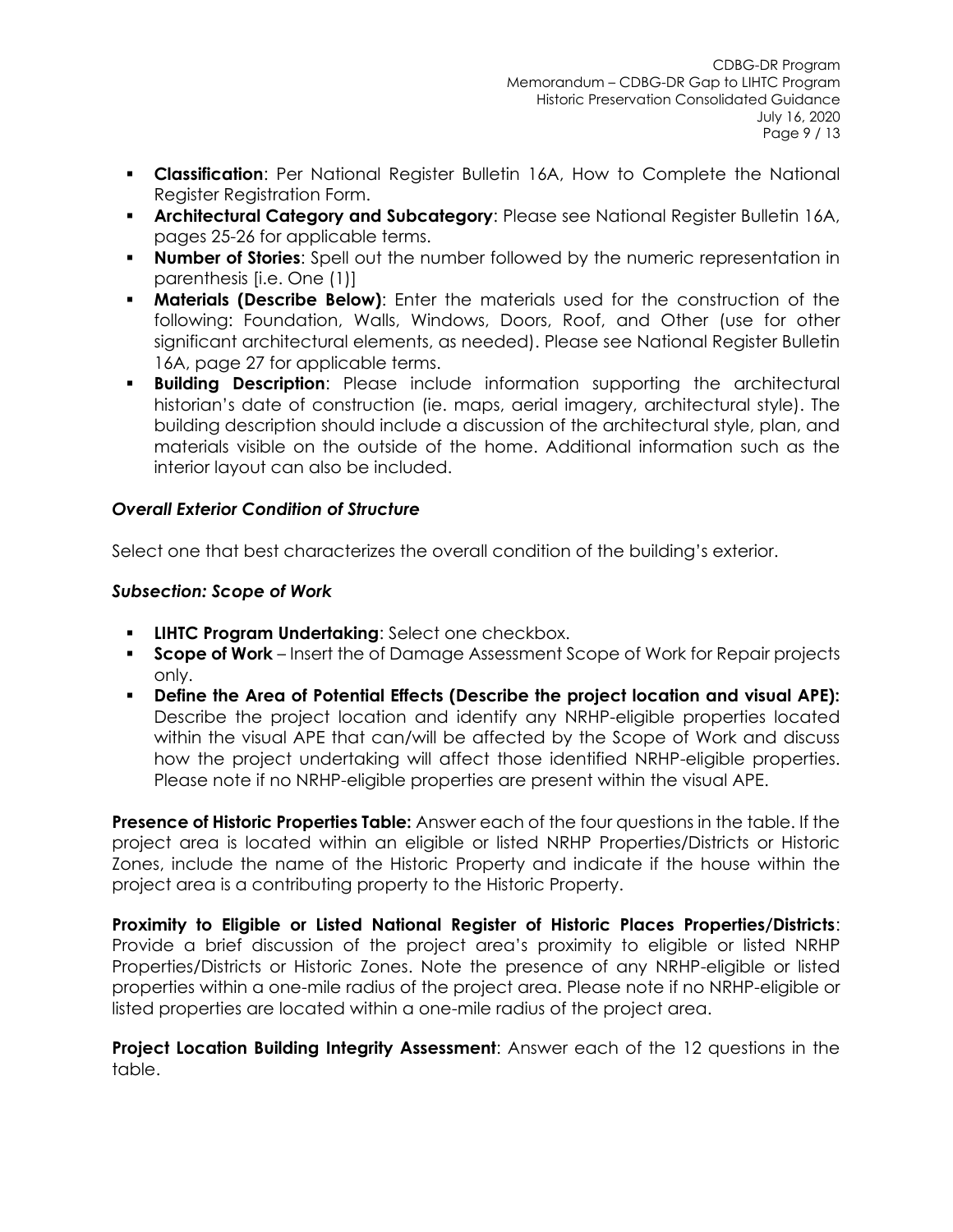- **Classification**: Per National Register Bulletin 16A, How to Complete the National Register Registration Form.
- **Architectural Category and Subcategory**: Please see National Register Bulletin 16A, pages 25-26 for applicable terms.
- **Number of Stories**: Spell out the number followed by the numeric representation in parenthesis [i.e. One (1)]
- **Materials (Describe Below)**: Enter the materials used for the construction of the following: Foundation, Walls, Windows, Doors, Roof, and Other (use for other significant architectural elements, as needed). Please see National Register Bulletin 16A, page 27 for applicable terms.
- **Building Description**: Please include information supporting the architectural historian's date of construction (ie. maps, aerial imagery, architectural style). The building description should include a discussion of the architectural style, plan, and materials visible on the outside of the home. Additional information such as the interior layout can also be included.

### *Overall Exterior Condition of Structure*

Select one that best characterizes the overall condition of the building's exterior.

### *Subsection: Scope of Work*

- **LIHTC Program Undertaking**: Select one checkbox.
- **Scope of Work** – Insert the of Damage Assessment Scope of Work for Repair projects only.
- **Define the Area of Potential Effects (Describe the project location and visual APE):** Describe the project location and identify any NRHP-eligible properties located within the visual APE that can/will be affected by the Scope of Work and discuss how the project undertaking will affect those identified NRHP-eligible properties. Please note if no NRHP-eligible properties are present within the visual APE.

**Presence of Historic Properties Table:** Answer each of the four questions in the table. If the project area is located within an eligible or listed NRHP Properties/Districts or Historic Zones, include the name of the Historic Property and indicate if the house within the project area is a contributing property to the Historic Property.

**Proximity to Eligible or Listed National Register of Historic Places Properties/Districts**: Provide a brief discussion of the project area's proximity to eligible or listed NRHP Properties/Districts or Historic Zones. Note the presence of any NRHP-eligible or listed properties within a one-mile radius of the project area. Please note if no NRHP-eligible or listed properties are located within a one-mile radius of the project area.

**Project Location Building Integrity Assessment**: Answer each of the 12 questions in the table.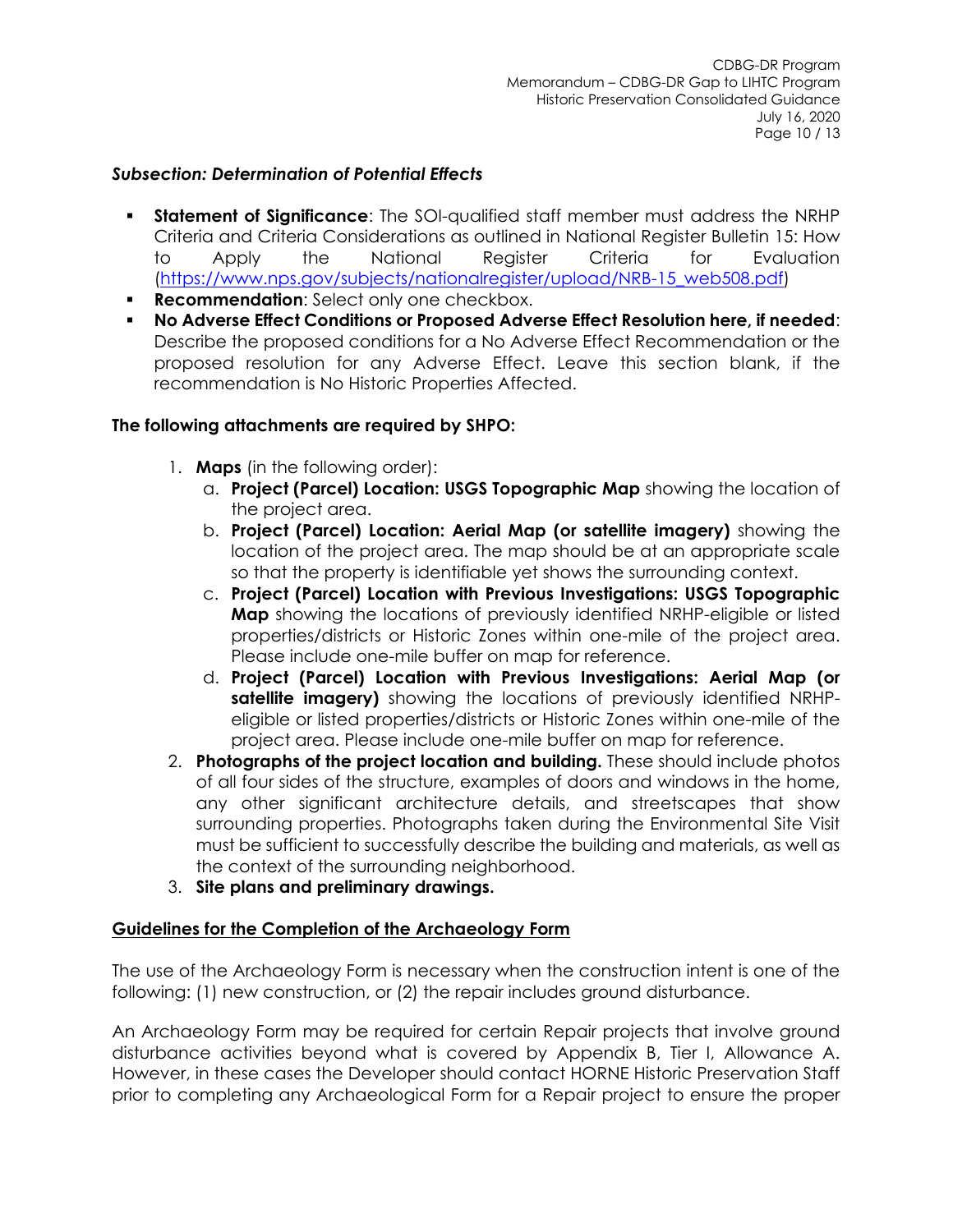***Subsection: Determination of Potential Effects***

- **Statement of Significance**: The SOI-qualified staff member must address the NRHP Criteria and Criteria Considerations as outlined in National Register Bulletin 15: How to Apply the National Register Criteria for Evaluation (https://www.nps.gov/subjects/nationalregister/upload/NRB-15_web508.pdf)
- **Recommendation**: Select only one checkbox.
- **No Adverse Effect Conditions or Proposed Adverse Effect Resolution here, if needed**: Describe the proposed conditions for a No Adverse Effect Recommendation or the proposed resolution for any Adverse Effect. Leave this section blank, if the recommendation is No Historic Properties Affected.

**The following attachments are required by SHPO:**

1. **Maps** (in the following order):
   a. **Project (Parcel) Location: USGS Topographic Map** showing the location of the project area.
   b. **Project (Parcel) Location: Aerial Map (or satellite imagery)** showing the location of the project area. The map should be at an appropriate scale so that the property is identifiable yet shows the surrounding context.
   c. **Project (Parcel) Location with Previous Investigations: USGS Topographic Map** showing the locations of previously identified NRHP-eligible or listed properties/districts or Historic Zones within one-mile of the project area. Please include one-mile buffer on map for reference.
   d. **Project (Parcel) Location with Previous Investigations: Aerial Map (or satellite imagery)** showing the locations of previously identified NRHP-eligible or listed properties/districts or Historic Zones within one-mile of the project area. Please include one-mile buffer on map for reference.
2. **Photographs of the project location and building.** These should include photos of all four sides of the structure, examples of doors and windows in the home, any other significant architecture details, and streetscapes that show surrounding properties. Photographs taken during the Environmental Site Visit must be sufficient to successfully describe the building and materials, as well as the context of the surrounding neighborhood.
3. **Site plans and preliminary drawings.**

**<u>Guidelines for the Completion of the Archaeology Form</u>**

The use of the Archaeology Form is necessary when the construction intent is one of the following: (1) new construction, or (2) the repair includes ground disturbance.

An Archaeology Form may be required for certain Repair projects that involve ground disturbance activities beyond what is covered by Appendix B, Tier I, Allowance A. However, in these cases the Developer should contact HORNE Historic Preservation Staff prior to completing any Archaeological Form for a Repair project to ensure the proper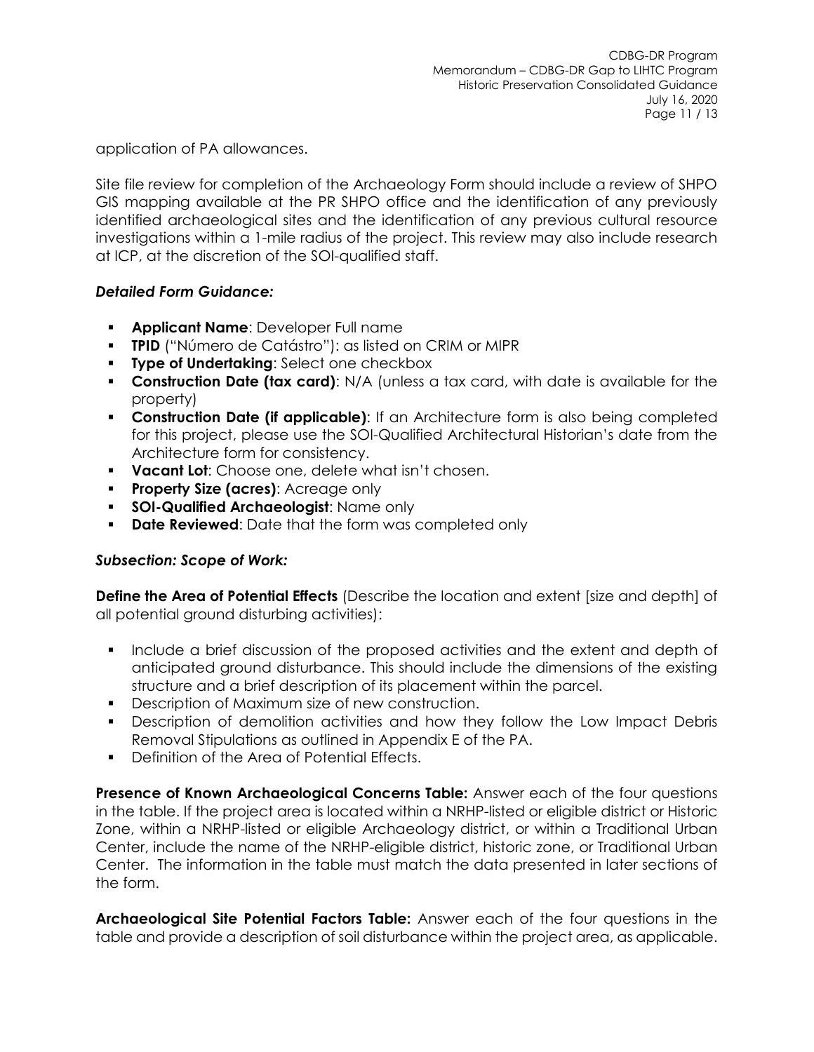application of PA allowances.

Site file review for completion of the Archaeology Form should include a review of SHPO GIS mapping available at the PR SHPO office and the identification of any previously identified archaeological sites and the identification of any previous cultural resource investigations within a 1-mile radius of the project. This review may also include research at ICP, at the discretion of the SOI-qualified staff.

***Detailed Form Guidance:***

- **Applicant Name**: Developer Full name
- **TPID** ("Número de Catástro"): as listed on CRIM or MIPR
- **Type of Undertaking**: Select one checkbox
- **Construction Date (tax card)**: N/A (unless a tax card, with date is available for the property)
- **Construction Date (if applicable)**: If an Architecture form is also being completed for this project, please use the SOI-Qualified Architectural Historian's date from the Architecture form for consistency.
- **Vacant Lot**: Choose one, delete what isn't chosen.
- **Property Size (acres)**: Acreage only
- **SOI-Qualified Archaeologist**: Name only
- **Date Reviewed**: Date that the form was completed only

***Subsection: Scope of Work:***

**Define the Area of Potential Effects** (Describe the location and extent [size and depth] of all potential ground disturbing activities):

- Include a brief discussion of the proposed activities and the extent and depth of anticipated ground disturbance. This should include the dimensions of the existing structure and a brief description of its placement within the parcel.
- Description of Maximum size of new construction.
- Description of demolition activities and how they follow the Low Impact Debris Removal Stipulations as outlined in Appendix E of the PA.
- Definition of the Area of Potential Effects.

**Presence of Known Archaeological Concerns Table:** Answer each of the four questions in the table. If the project area is located within a NRHP-listed or eligible district or Historic Zone, within a NRHP-listed or eligible Archaeology district, or within a Traditional Urban Center, include the name of the NRHP-eligible district, historic zone, or Traditional Urban Center. The information in the table must match the data presented in later sections of the form.

**Archaeological Site Potential Factors Table:** Answer each of the four questions in the table and provide a description of soil disturbance within the project area, as applicable.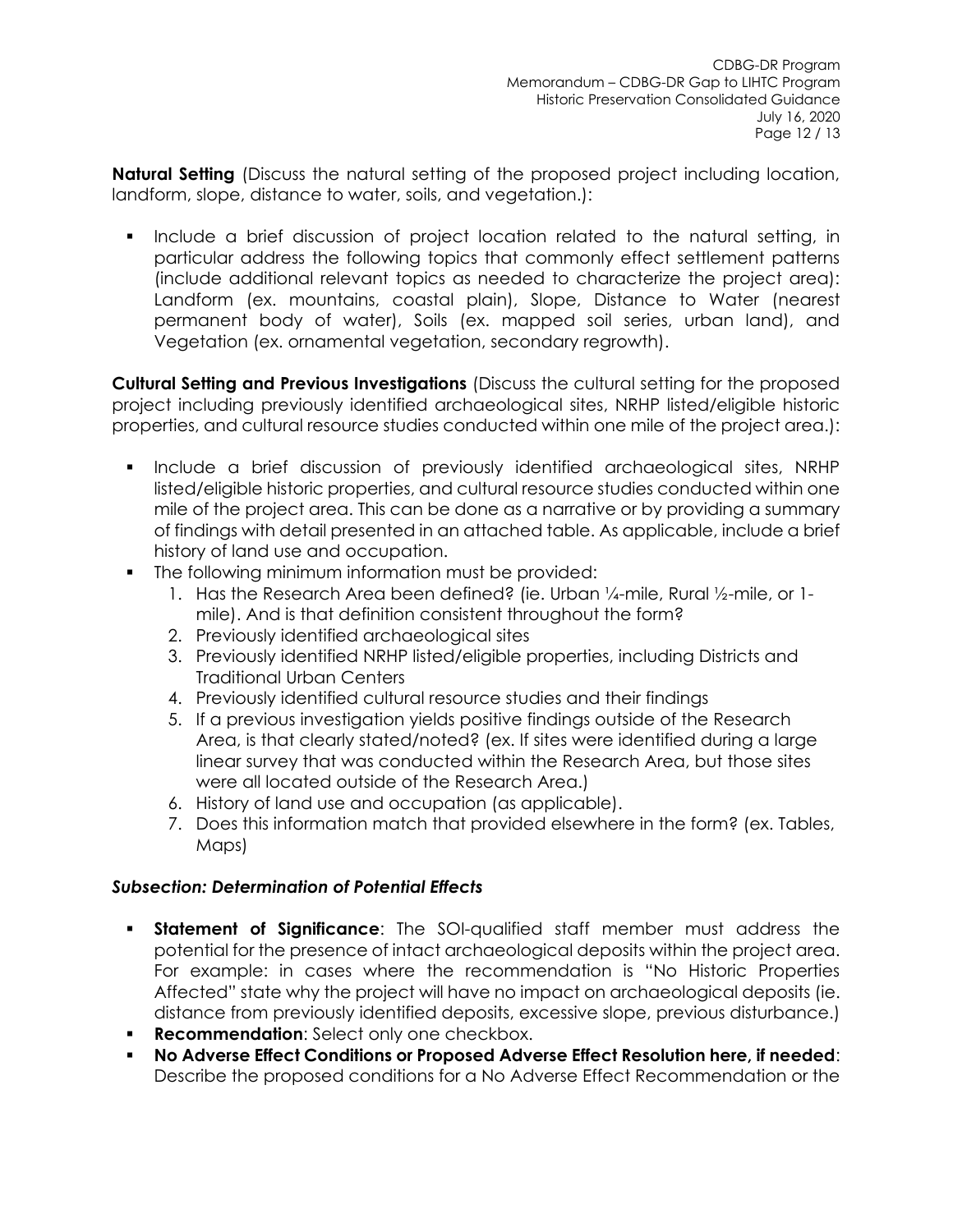**Natural Setting** (Discuss the natural setting of the proposed project including location, landform, slope, distance to water, soils, and vegetation.):

- Include a brief discussion of project location related to the natural setting, in particular address the following topics that commonly effect settlement patterns (include additional relevant topics as needed to characterize the project area): Landform (ex. mountains, coastal plain), Slope, Distance to Water (nearest permanent body of water), Soils (ex. mapped soil series, urban land), and Vegetation (ex. ornamental vegetation, secondary regrowth).

**Cultural Setting and Previous Investigations** (Discuss the cultural setting for the proposed project including previously identified archaeological sites, NRHP listed/eligible historic properties, and cultural resource studies conducted within one mile of the project area.):

- Include a brief discussion of previously identified archaeological sites, NRHP listed/eligible historic properties, and cultural resource studies conducted within one mile of the project area. This can be done as a narrative or by providing a summary of findings with detail presented in an attached table. As applicable, include a brief history of land use and occupation.
- The following minimum information must be provided:
  1. Has the Research Area been defined? (ie. Urban ¼-mile, Rural ½-mile, or 1-mile). And is that definition consistent throughout the form?
  2. Previously identified archaeological sites
  3. Previously identified NRHP listed/eligible properties, including Districts and Traditional Urban Centers
  4. Previously identified cultural resource studies and their findings
  5. If a previous investigation yields positive findings outside of the Research Area, is that clearly stated/noted? (ex. If sites were identified during a large linear survey that was conducted within the Research Area, but those sites were all located outside of the Research Area.)
  6. History of land use and occupation (as applicable).
  7. Does this information match that provided elsewhere in the form? (ex. Tables, Maps)

### *Subsection: Determination of Potential Effects*

- **Statement of Significance**: The SOI-qualified staff member must address the potential for the presence of intact archaeological deposits within the project area. For example: in cases where the recommendation is "No Historic Properties Affected" state why the project will have no impact on archaeological deposits (ie. distance from previously identified deposits, excessive slope, previous disturbance.)
- **Recommendation**: Select only one checkbox.
- **No Adverse Effect Conditions or Proposed Adverse Effect Resolution here, if needed**: Describe the proposed conditions for a No Adverse Effect Recommendation or the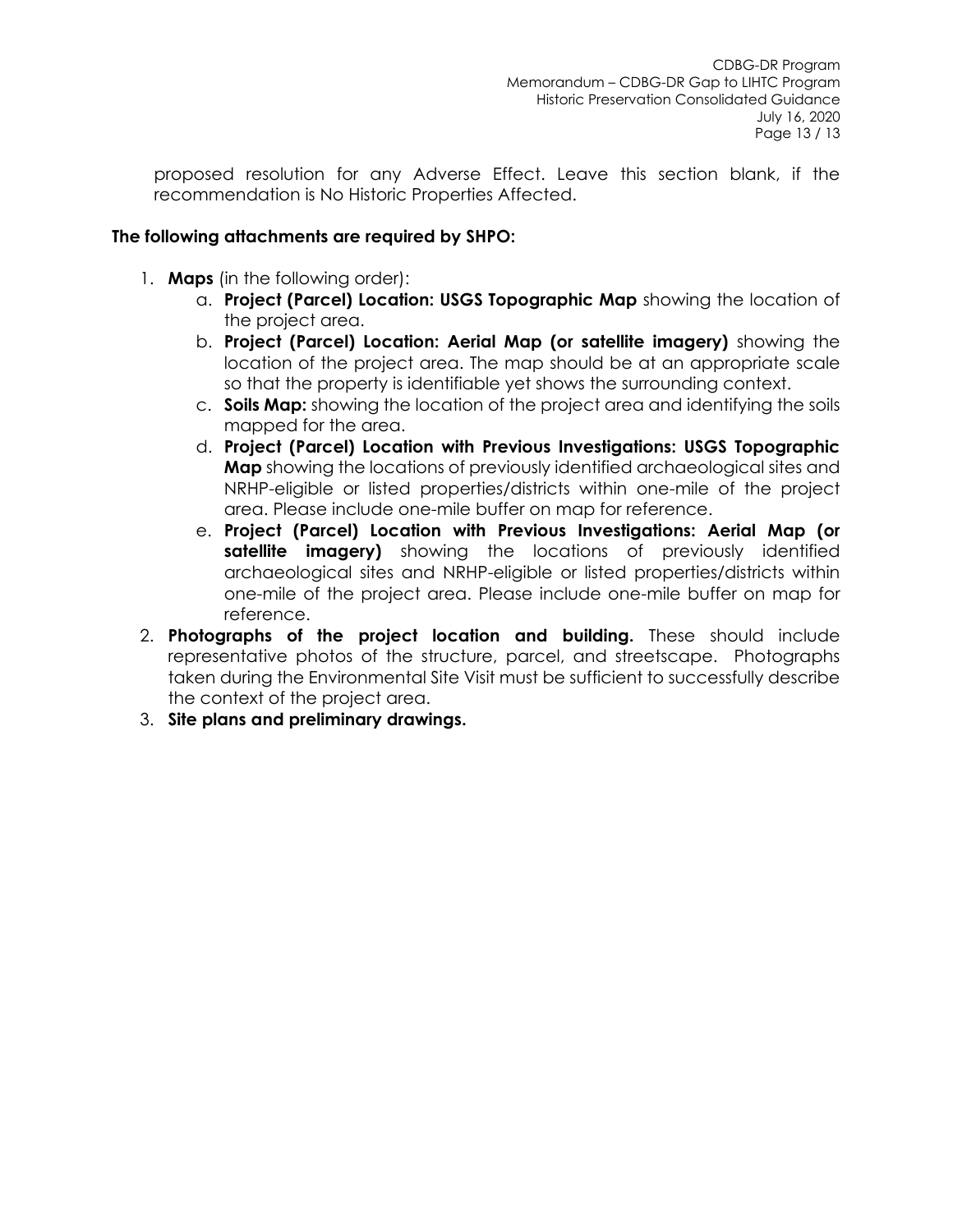proposed resolution for any Adverse Effect. Leave this section blank, if the recommendation is No Historic Properties Affected.

**The following attachments are required by SHPO:**

1. **Maps** (in the following order):
   a. **Project (Parcel) Location: USGS Topographic Map** showing the location of the project area.
   b. **Project (Parcel) Location: Aerial Map (or satellite imagery)** showing the location of the project area. The map should be at an appropriate scale so that the property is identifiable yet shows the surrounding context.
   c. **Soils Map:** showing the location of the project area and identifying the soils mapped for the area.
   d. **Project (Parcel) Location with Previous Investigations: USGS Topographic Map** showing the locations of previously identified archaeological sites and NRHP-eligible or listed properties/districts within one-mile of the project area. Please include one-mile buffer on map for reference.
   e. **Project (Parcel) Location with Previous Investigations: Aerial Map (or satellite imagery)** showing the locations of previously identified archaeological sites and NRHP-eligible or listed properties/districts within one-mile of the project area. Please include one-mile buffer on map for reference.
2. **Photographs of the project location and building.** These should include representative photos of the structure, parcel, and streetscape. Photographs taken during the Environmental Site Visit must be sufficient to successfully describe the context of the project area.
3. **Site plans and preliminary drawings.**